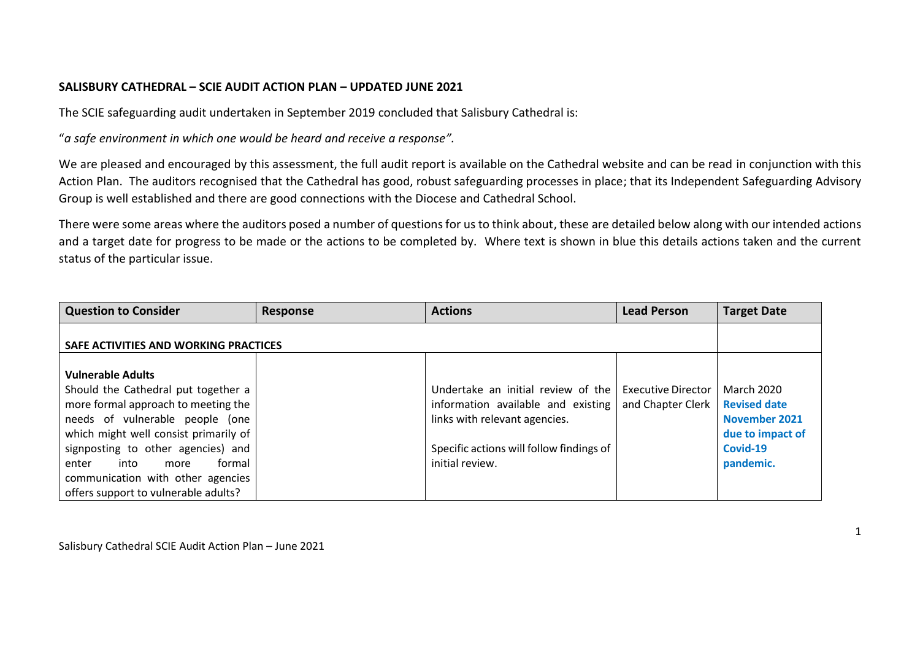**SALISBURY CATHEDRAL – SCIE AUDIT ACTION PLAN – UPDATED JUNE 2021**

The SCIE safeguarding audit undertaken in September 2019 concluded that Salisbury Cathedral is:

"*a safe environment in which one would be heard and receive a response".*

We are pleased and encouraged by this assessment, the full audit report is available on the Cathedral website and can be read in conjunction with this Action Plan. The auditors recognised that the Cathedral has good, robust safeguarding processes in place; that its Independent Safeguarding Advisory Group is well established and there are good connections with the Diocese and Cathedral School.

There were some areas where the auditors posed a number of questions for us to think about, these are detailed below along with our intended actions and a target date for progress to be made or the actions to be completed by. Where text is shown in blue this details actions taken and the current status of the particular issue.

| Question to Consider | Response | Actions | Lead Person | Target Date |
|---|---|---|---|---|
| **SAFE ACTIVITIES AND WORKING PRACTICES** | | | | |
| **Vulnerable Adults**<br>Should the Cathedral put together a more formal approach to meeting the needs of vulnerable people (one which might well consist primarily of signposting to other agencies) and enter into more formal communication with other agencies offers support to vulnerable adults? | | Undertake an initial review of the information available and existing links with relevant agencies.<br><br>Specific actions will follow findings of initial review. | Executive Director and Chapter Clerk | March 2020<br>**Revised date November 2021 due to impact of Covid-19 pandemic.** |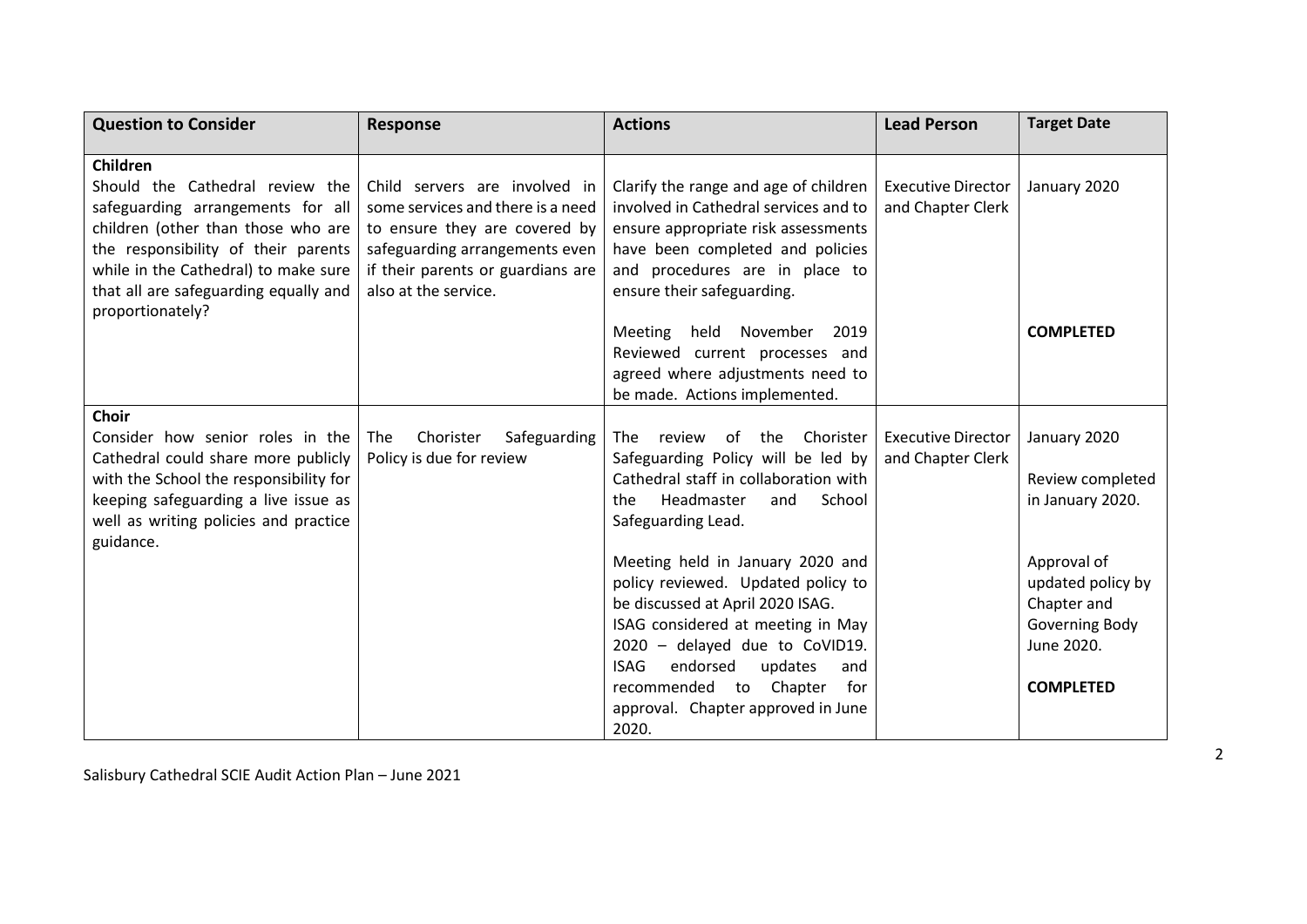| Question to Consider | Response | Actions | Lead Person | Target Date |
|---|---|---|---|---|
| **Children**<br>Should the Cathedral review the safeguarding arrangements for all children (other than those who are the responsibility of their parents while in the Cathedral) to make sure that all are safeguarding equally and proportionately? | Child servers are involved in some services and there is a need to ensure they are covered by safeguarding arrangements even if their parents or guardians are also at the service. | Clarify the range and age of children involved in Cathedral services and to ensure appropriate risk assessments have been completed and policies and procedures are in place to ensure their safeguarding.<br><br>Meeting held November 2019 Reviewed current processes and agreed where adjustments need to be made. Actions implemented. | Executive Director and Chapter Clerk | January 2020<br><br>**COMPLETED** |
| **Choir**<br>Consider how senior roles in the Cathedral could share more publicly with the School the responsibility for keeping safeguarding a live issue as well as writing policies and practice guidance. | The Chorister Safeguarding Policy is due for review | The review of the Chorister Safeguarding Policy will be led by Cathedral staff in collaboration with the Headmaster and School Safeguarding Lead.<br><br>Meeting held in January 2020 and policy reviewed. Updated policy to be discussed at April 2020 ISAG. ISAG considered at meeting in May 2020 – delayed due to CoVID19. ISAG endorsed updates and recommended to Chapter for approval. Chapter approved in June 2020. | Executive Director and Chapter Clerk | January 2020<br><br>Review completed in January 2020.<br><br>Approval of updated policy by Chapter and Governing Body June 2020.<br><br>**COMPLETED** |

Salisbury Cathedral SCIE Audit Action Plan – June 2021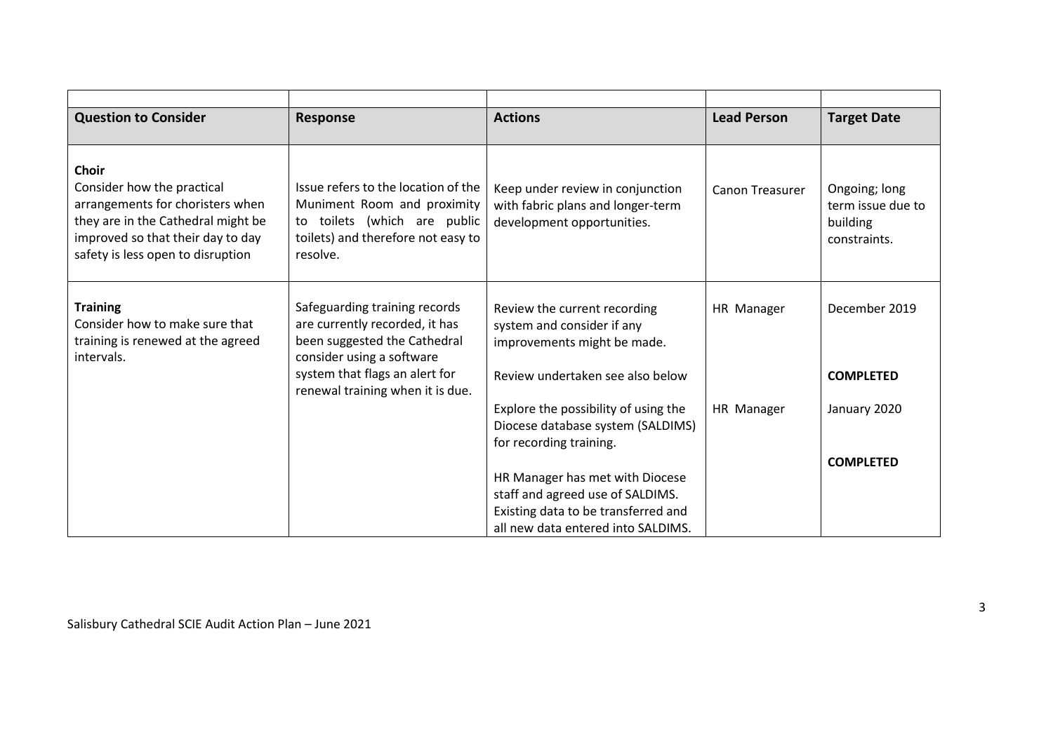| Question to Consider | Response | Actions | Lead Person | Target Date |
|---|---|---|---|---|
| **Choir**<br>Consider how the practical arrangements for choristers when they are in the Cathedral might be improved so that their day to day safety is less open to disruption | Issue refers to the location of the Muniment Room and proximity to toilets (which are public toilets) and therefore not easy to resolve. | Keep under review in conjunction with fabric plans and longer-term development opportunities. | Canon Treasurer | Ongoing; long term issue due to building constraints. |
| **Training**<br>Consider how to make sure that training is renewed at the agreed intervals. | Safeguarding training records are currently recorded, it has been suggested the Cathedral consider using a software system that flags an alert for renewal training when it is due. | Review the current recording system and consider if any improvements might be made.<br><br>Review undertaken see also below<br><br>Explore the possibility of using the Diocese database system (SALDIMS) for recording training.<br><br>HR Manager has met with Diocese staff and agreed use of SALDIMS. Existing data to be transferred and all new data entered into SALDIMS. | HR Manager<br><br><br><br>HR Manager | December 2019<br><br>**COMPLETED**<br><br>January 2020<br><br>**COMPLETED** |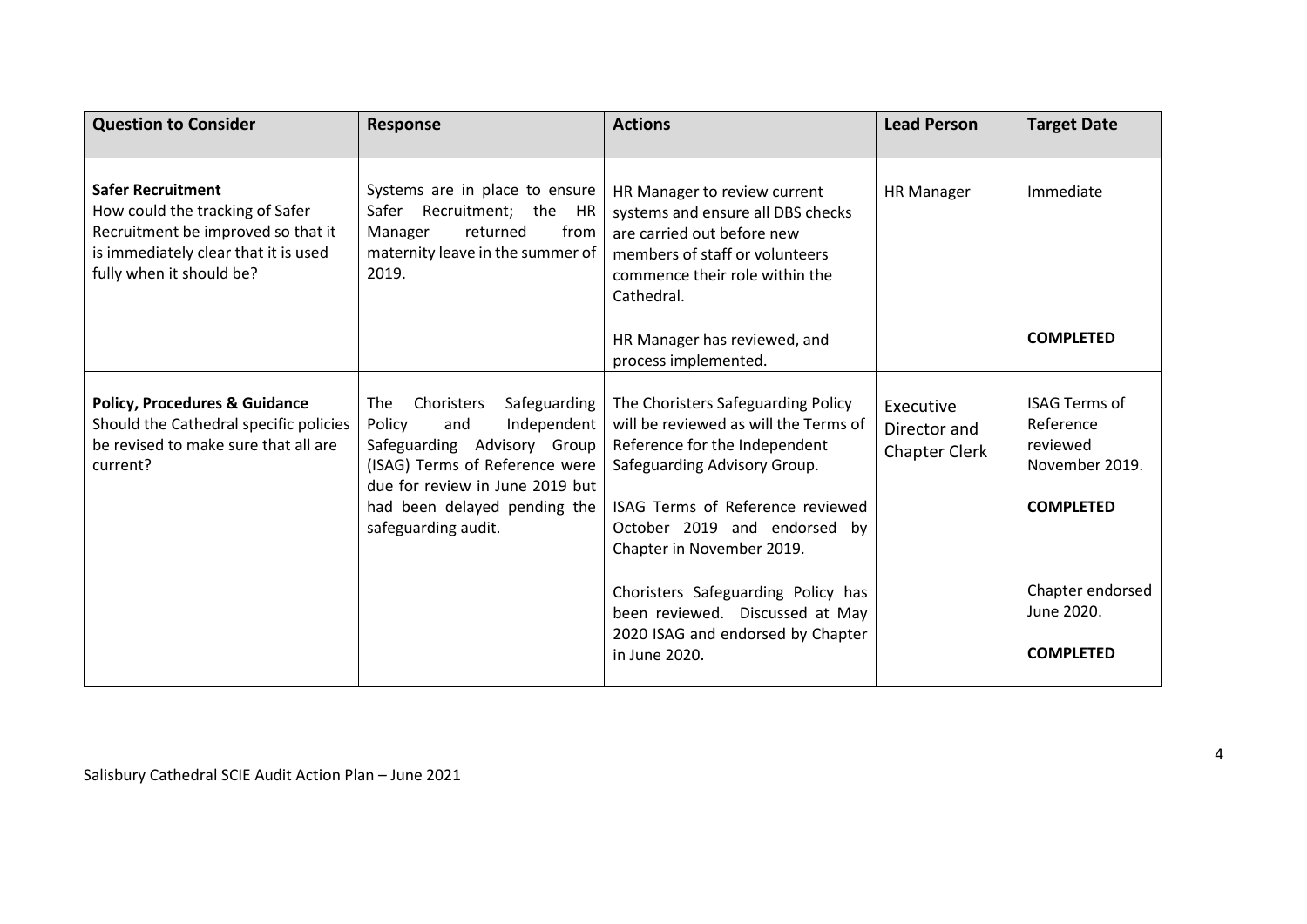| Question to Consider | Response | Actions | Lead Person | Target Date |
|---|---|---|---|---|
| **Safer Recruitment**<br>How could the tracking of Safer Recruitment be improved so that it is immediately clear that it is used fully when it should be? | Systems are in place to ensure Safer Recruitment; the HR Manager returned from maternity leave in the summer of 2019. | HR Manager to review current systems and ensure all DBS checks are carried out before new members of staff or volunteers commence their role within the Cathedral.<br><br>HR Manager has reviewed, and process implemented. | HR Manager | Immediate<br><br>**COMPLETED** |
| **Policy, Procedures & Guidance**<br>Should the Cathedral specific policies be revised to make sure that all are current? | The Choristers Safeguarding Policy and Independent Safeguarding Advisory Group (ISAG) Terms of Reference were due for review in June 2019 but had been delayed pending the safeguarding audit. | The Choristers Safeguarding Policy will be reviewed as will the Terms of Reference for the Independent Safeguarding Advisory Group.<br><br>ISAG Terms of Reference reviewed October 2019 and endorsed by Chapter in November 2019.<br><br>Choristers Safeguarding Policy has been reviewed. Discussed at May 2020 ISAG and endorsed by Chapter in June 2020. | Executive Director and Chapter Clerk | ISAG Terms of Reference reviewed November 2019.<br><br>**COMPLETED**<br><br>Chapter endorsed June 2020.<br><br>**COMPLETED** |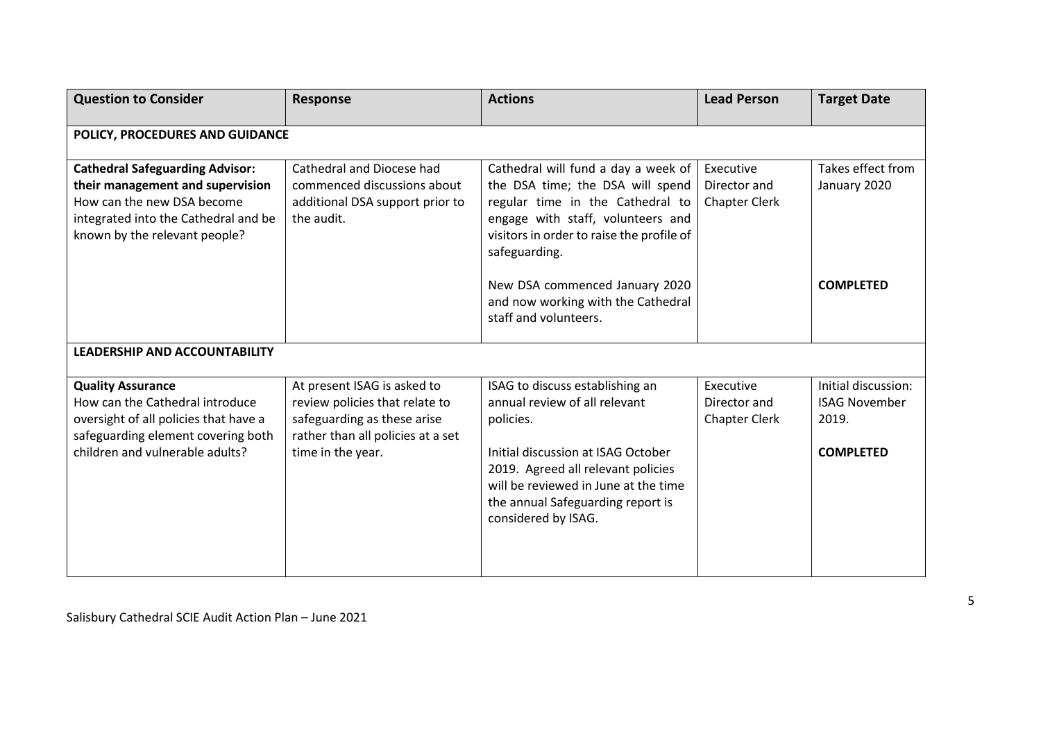| Question to Consider | Response | Actions | Lead Person | Target Date |
|---|---|---|---|---|
| **POLICY, PROCEDURES AND GUIDANCE** | | | | |
| **Cathedral Safeguarding Advisor: their management and supervision** How can the new DSA become integrated into the Cathedral and be known by the relevant people? | Cathedral and Diocese had commenced discussions about additional DSA support prior to the audit. | Cathedral will fund a day a week of the DSA time; the DSA will spend regular time in the Cathedral to engage with staff, volunteers and visitors in order to raise the profile of safeguarding.<br><br>New DSA commenced January 2020 and now working with the Cathedral staff and volunteers. | Executive Director and Chapter Clerk | Takes effect from January 2020<br><br>**COMPLETED** |
| **LEADERSHIP AND ACCOUNTABILITY** | | | | |
| **Quality Assurance** How can the Cathedral introduce oversight of all policies that have a safeguarding element covering both children and vulnerable adults? | At present ISAG is asked to review policies that relate to safeguarding as these arise rather than all policies at a set time in the year. | ISAG to discuss establishing an annual review of all relevant policies.<br><br>Initial discussion at ISAG October 2019. Agreed all relevant policies will be reviewed in June at the time the annual Safeguarding report is considered by ISAG. | Executive Director and Chapter Clerk | Initial discussion: ISAG November 2019.<br><br>**COMPLETED** |

Salisbury Cathedral SCIE Audit Action Plan – June 2021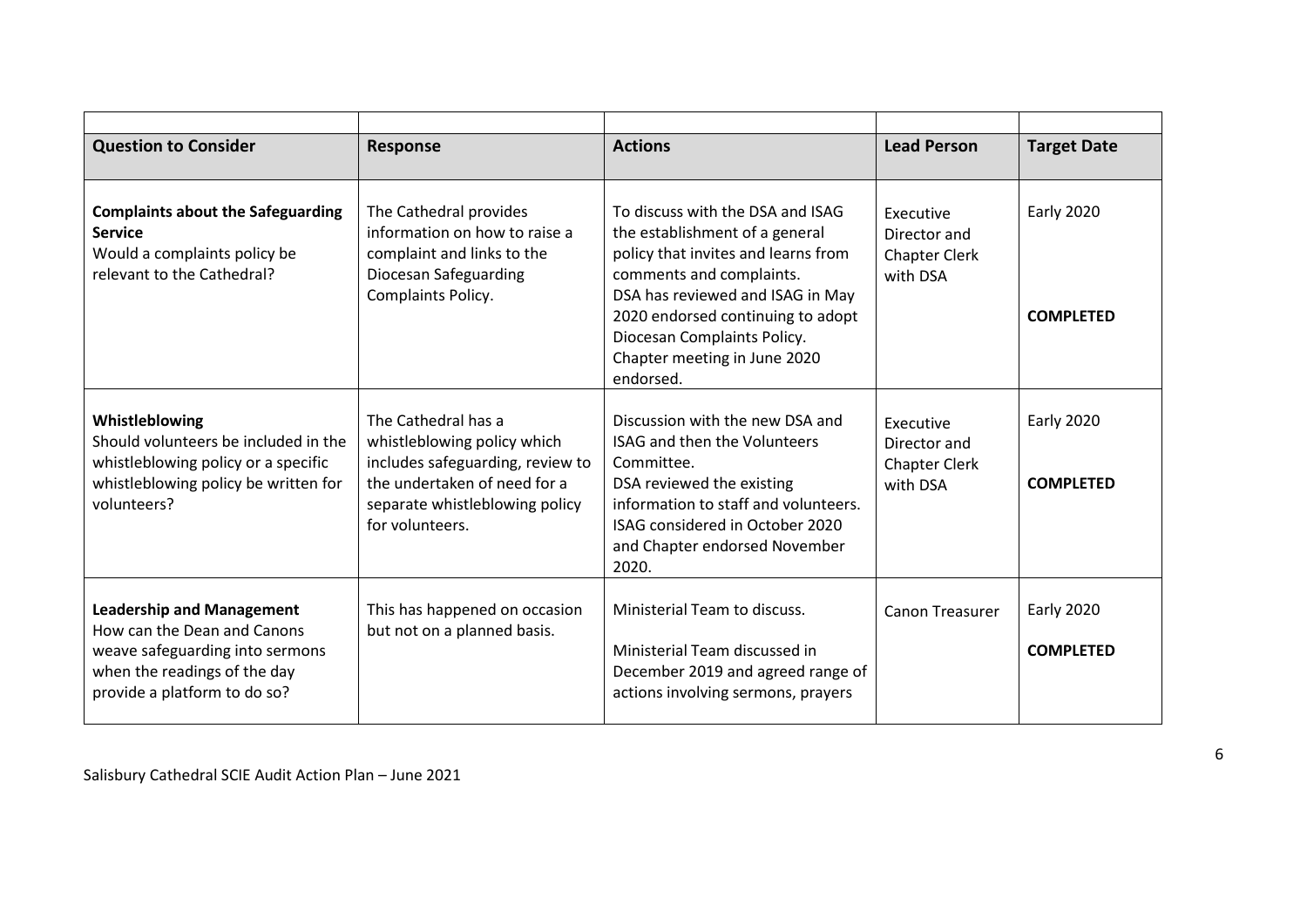| Question to Consider | Response | Actions | Lead Person | Target Date |
|---|---|---|---|---|
| **Complaints about the Safeguarding Service**<br>Would a complaints policy be relevant to the Cathedral? | The Cathedral provides information on how to raise a complaint and links to the Diocesan Safeguarding Complaints Policy. | To discuss with the DSA and ISAG the establishment of a general policy that invites and learns from comments and complaints.<br>DSA has reviewed and ISAG in May 2020 endorsed continuing to adopt Diocesan Complaints Policy. Chapter meeting in June 2020 endorsed. | Executive Director and Chapter Clerk with DSA | Early 2020<br><br>**COMPLETED** |
| **Whistleblowing**<br>Should volunteers be included in the whistleblowing policy or a specific whistleblowing policy be written for volunteers? | The Cathedral has a whistleblowing policy which includes safeguarding, review to the undertaken of need for a separate whistleblowing policy for volunteers. | Discussion with the new DSA and ISAG and then the Volunteers Committee.<br>DSA reviewed the existing information to staff and volunteers. ISAG considered in October 2020 and Chapter endorsed November 2020. | Executive Director and Chapter Clerk with DSA | Early 2020<br><br>**COMPLETED** |
| **Leadership and Management**<br>How can the Dean and Canons weave safeguarding into sermons when the readings of the day provide a platform to do so? | This has happened on occasion but not on a planned basis. | Ministerial Team to discuss.<br><br>Ministerial Team discussed in December 2019 and agreed range of actions involving sermons, prayers | Canon Treasurer | Early 2020<br><br>**COMPLETED** |

Salisbury Cathedral SCIE Audit Action Plan – June 2021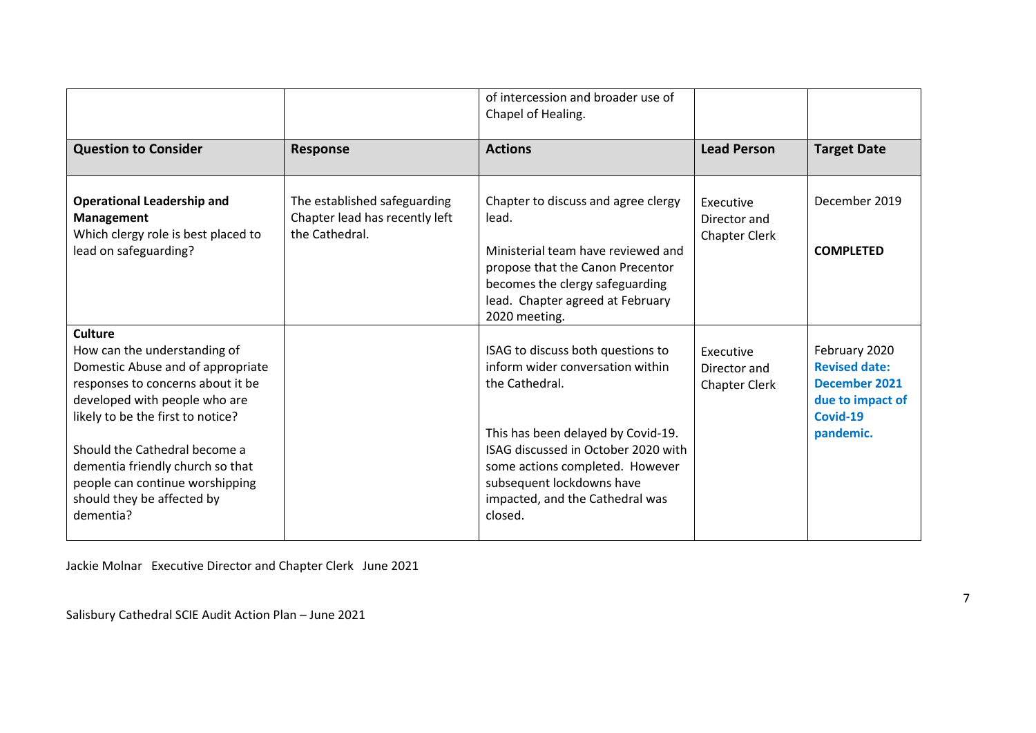| | | | | |
|---|---|---|---|---|
| | | of intercession and broader use of Chapel of Healing. | | |
| **Question to Consider** | **Response** | **Actions** | **Lead Person** | **Target Date** |
| **Operational Leadership and Management** Which clergy role is best placed to lead on safeguarding? | The established safeguarding Chapter lead has recently left the Cathedral. | Chapter to discuss and agree clergy lead.<br><br>Ministerial team have reviewed and propose that the Canon Precentor becomes the clergy safeguarding lead. Chapter agreed at February 2020 meeting. | Executive Director and Chapter Clerk | December 2019<br><br>**COMPLETED** |
| **Culture** How can the understanding of Domestic Abuse and of appropriate responses to concerns about it be developed with people who are likely to be the first to notice?<br><br>Should the Cathedral become a dementia friendly church so that people can continue worshipping should they be affected by dementia? | | ISAG to discuss both questions to inform wider conversation within the Cathedral.<br><br>This has been delayed by Covid-19. ISAG discussed in October 2020 with some actions completed. However subsequent lockdowns have impacted, and the Cathedral was closed. | Executive Director and Chapter Clerk | February 2020 **Revised date: December 2021 due to impact of Covid-19 pandemic.** |

Jackie Molnar Executive Director and Chapter Clerk June 2021

Salisbury Cathedral SCIE Audit Action Plan – June 2021